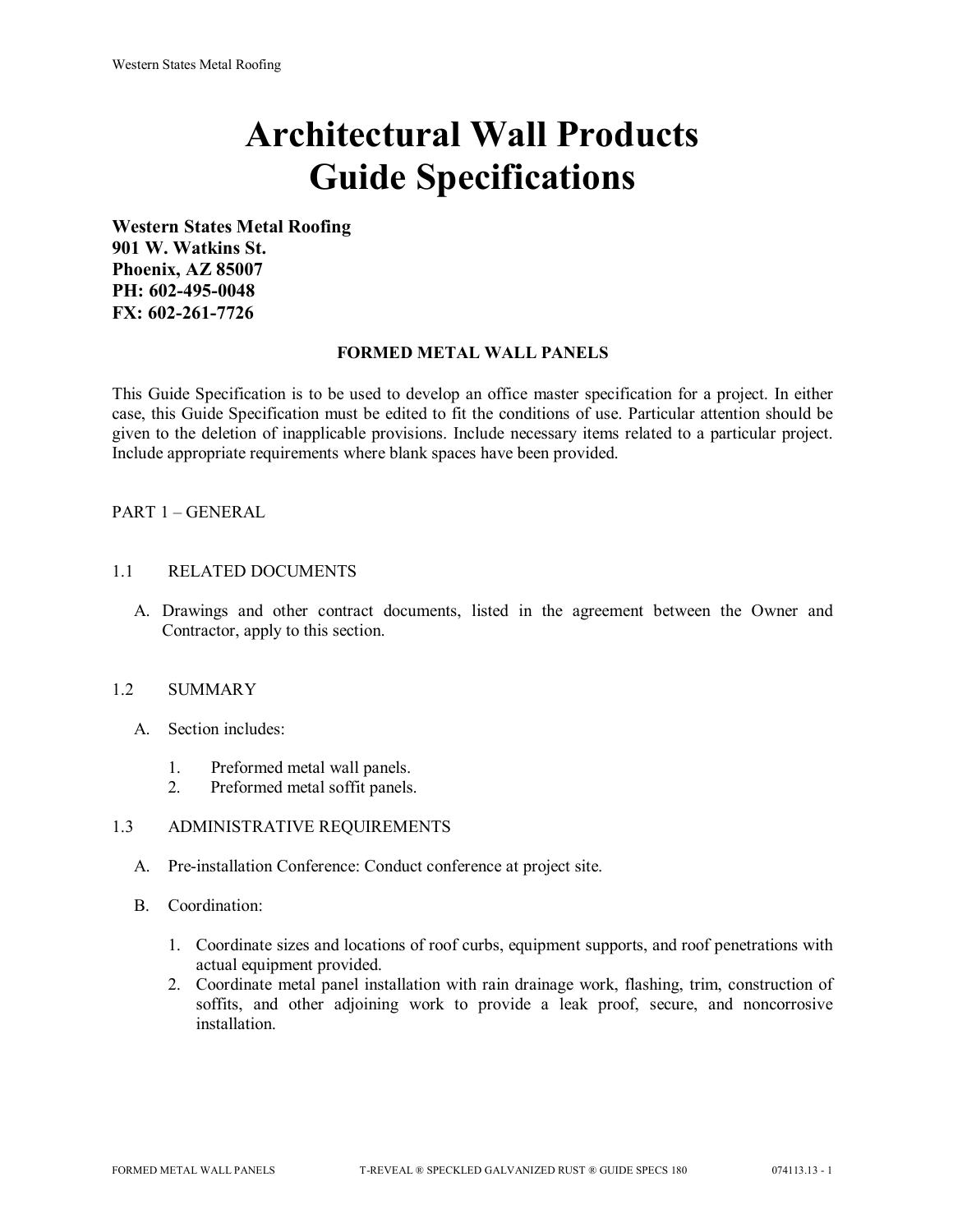# Architectural Wall Products Guide Specifications

**Western States Metal Roofing**
**901 W. Watkins St.**
**Phoenix, AZ 85007**
**PH: 602-495-0048**
**FX: 602-261-7726**

## FORMED METAL WALL PANELS

This Guide Specification is to be used to develop an office master specification for a project. In either case, this Guide Specification must be edited to fit the conditions of use. Particular attention should be given to the deletion of inapplicable provisions. Include necessary items related to a particular project. Include appropriate requirements where blank spaces have been provided.

PART 1 – GENERAL

1.1 RELATED DOCUMENTS

A. Drawings and other contract documents, listed in the agreement between the Owner and Contractor, apply to this section.

1.2 SUMMARY

A. Section includes:

1. Preformed metal wall panels.
2. Preformed metal soffit panels.

1.3 ADMINISTRATIVE REQUIREMENTS

A. Pre-installation Conference: Conduct conference at project site.

B. Coordination:

1. Coordinate sizes and locations of roof curbs, equipment supports, and roof penetrations with actual equipment provided.
2. Coordinate metal panel installation with rain drainage work, flashing, trim, construction of soffits, and other adjoining work to provide a leak proof, secure, and noncorrosive installation.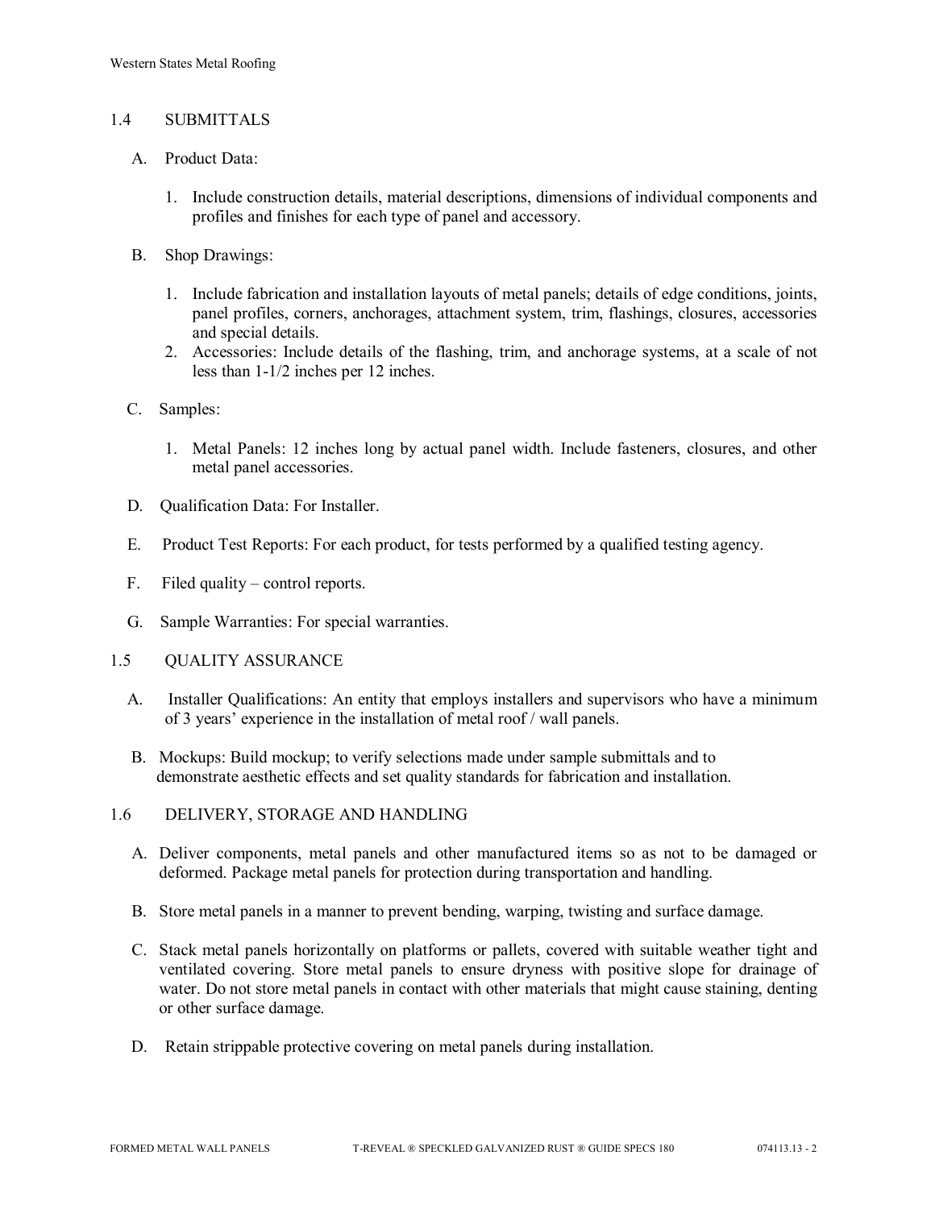## 1.4 SUBMITTALS

A. Product Data:

1. Include construction details, material descriptions, dimensions of individual components and profiles and finishes for each type of panel and accessory.

B. Shop Drawings:

1. Include fabrication and installation layouts of metal panels; details of edge conditions, joints, panel profiles, corners, anchorages, attachment system, trim, flashings, closures, accessories and special details.
2. Accessories: Include details of the flashing, trim, and anchorage systems, at a scale of not less than 1-1/2 inches per 12 inches.

C. Samples:

1. Metal Panels: 12 inches long by actual panel width. Include fasteners, closures, and other metal panel accessories.

D. Qualification Data: For Installer.

E. Product Test Reports: For each product, for tests performed by a qualified testing agency.

F. Filed quality – control reports.

G. Sample Warranties: For special warranties.

## 1.5 QUALITY ASSURANCE

A. Installer Qualifications: An entity that employs installers and supervisors who have a minimum of 3 years' experience in the installation of metal roof / wall panels.

B. Mockups: Build mockup; to verify selections made under sample submittals and to demonstrate aesthetic effects and set quality standards for fabrication and installation.

## 1.6 DELIVERY, STORAGE AND HANDLING

A. Deliver components, metal panels and other manufactured items so as not to be damaged or deformed. Package metal panels for protection during transportation and handling.

B. Store metal panels in a manner to prevent bending, warping, twisting and surface damage.

C. Stack metal panels horizontally on platforms or pallets, covered with suitable weather tight and ventilated covering. Store metal panels to ensure dryness with positive slope for drainage of water. Do not store metal panels in contact with other materials that might cause staining, denting or other surface damage.

D. Retain strippable protective covering on metal panels during installation.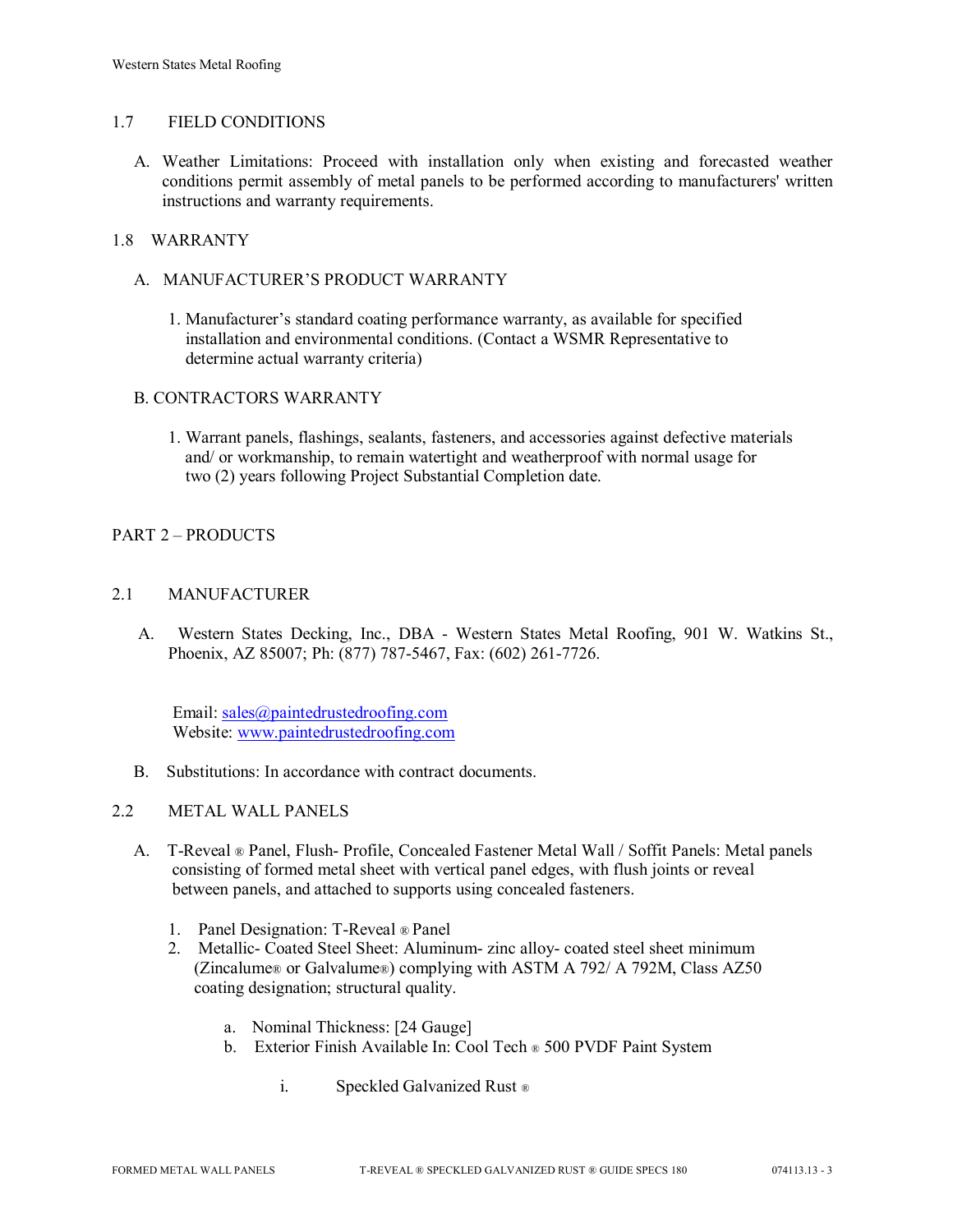## 1.7 FIELD CONDITIONS

A. Weather Limitations: Proceed with installation only when existing and forecasted weather conditions permit assembly of metal panels to be performed according to manufacturers' written instructions and warranty requirements.

## 1.8 WARRANTY

A. MANUFACTURER'S PRODUCT WARRANTY

1. Manufacturer's standard coating performance warranty, as available for specified installation and environmental conditions. (Contact a WSMR Representative to determine actual warranty criteria)

B. CONTRACTORS WARRANTY

1. Warrant panels, flashings, sealants, fasteners, and accessories against defective materials and/ or workmanship, to remain watertight and weatherproof with normal usage for two (2) years following Project Substantial Completion date.

# PART 2 – PRODUCTS

## 2.1 MANUFACTURER

A. Western States Decking, Inc., DBA - Western States Metal Roofing, 901 W. Watkins St., Phoenix, AZ 85007; Ph: (877) 787-5467, Fax: (602) 261-7726.

Email: sales@paintedrustedroofing.com
Website: www.paintedrustedroofing.com

B. Substitutions: In accordance with contract documents.

## 2.2 METAL WALL PANELS

A. T-Reveal ® Panel, Flush- Profile, Concealed Fastener Metal Wall / Soffit Panels: Metal panels consisting of formed metal sheet with vertical panel edges, with flush joints or reveal between panels, and attached to supports using concealed fasteners.

1. Panel Designation: T-Reveal ® Panel
2. Metallic- Coated Steel Sheet: Aluminum- zinc alloy- coated steel sheet minimum (Zincalume® or Galvalume®) complying with ASTM A 792/ A 792M, Class AZ50 coating designation; structural quality.

   a. Nominal Thickness: [24 Gauge]
   b. Exterior Finish Available In: Cool Tech ® 500 PVDF Paint System

      i. Speckled Galvanized Rust ®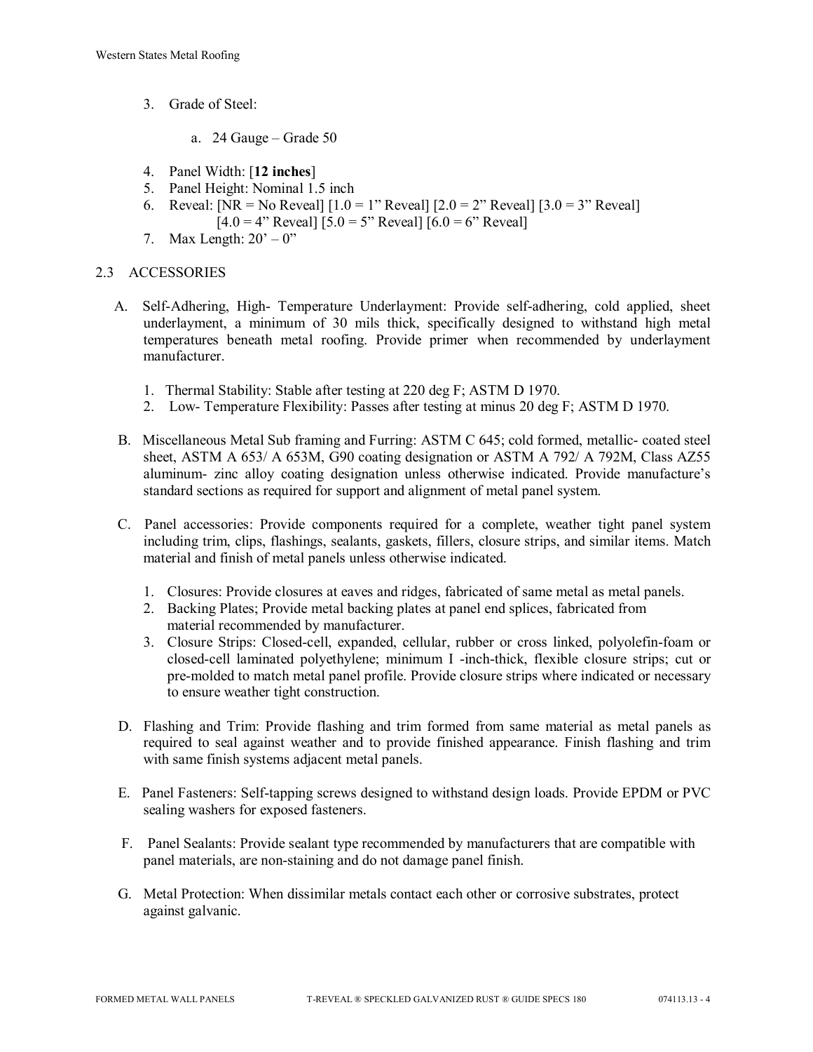3. Grade of Steel:

    a. 24 Gauge – Grade 50

4. Panel Width: [**12 inches**]
5. Panel Height: Nominal 1.5 inch
6. Reveal: [NR = No Reveal] [1.0 = 1" Reveal] [2.0 = 2" Reveal] [3.0 = 3" Reveal] [4.0 = 4" Reveal] [5.0 = 5" Reveal] [6.0 = 6" Reveal]
7. Max Length: 20' – 0"

## 2.3 ACCESSORIES

A. Self-Adhering, High- Temperature Underlayment: Provide self-adhering, cold applied, sheet underlayment, a minimum of 30 mils thick, specifically designed to withstand high metal temperatures beneath metal roofing. Provide primer when recommended by underlayment manufacturer.

   1. Thermal Stability: Stable after testing at 220 deg F; ASTM D 1970.
   2. Low- Temperature Flexibility: Passes after testing at minus 20 deg F; ASTM D 1970.

B. Miscellaneous Metal Sub framing and Furring: ASTM C 645; cold formed, metallic- coated steel sheet, ASTM A 653/ A 653M, G90 coating designation or ASTM A 792/ A 792M, Class AZ55 aluminum- zinc alloy coating designation unless otherwise indicated. Provide manufacture's standard sections as required for support and alignment of metal panel system.

C. Panel accessories: Provide components required for a complete, weather tight panel system including trim, clips, flashings, sealants, gaskets, fillers, closure strips, and similar items. Match material and finish of metal panels unless otherwise indicated.

   1. Closures: Provide closures at eaves and ridges, fabricated of same metal as metal panels.
   2. Backing Plates; Provide metal backing plates at panel end splices, fabricated from material recommended by manufacturer.
   3. Closure Strips: Closed-cell, expanded, cellular, rubber or cross linked, polyolefin-foam or closed-cell laminated polyethylene; minimum I -inch-thick, flexible closure strips; cut or pre-molded to match metal panel profile. Provide closure strips where indicated or necessary to ensure weather tight construction.

D. Flashing and Trim: Provide flashing and trim formed from same material as metal panels as required to seal against weather and to provide finished appearance. Finish flashing and trim with same finish systems adjacent metal panels.

E. Panel Fasteners: Self-tapping screws designed to withstand design loads. Provide EPDM or PVC sealing washers for exposed fasteners.

F. Panel Sealants: Provide sealant type recommended by manufacturers that are compatible with panel materials, are non-staining and do not damage panel finish.

G. Metal Protection: When dissimilar metals contact each other or corrosive substrates, protect against galvanic.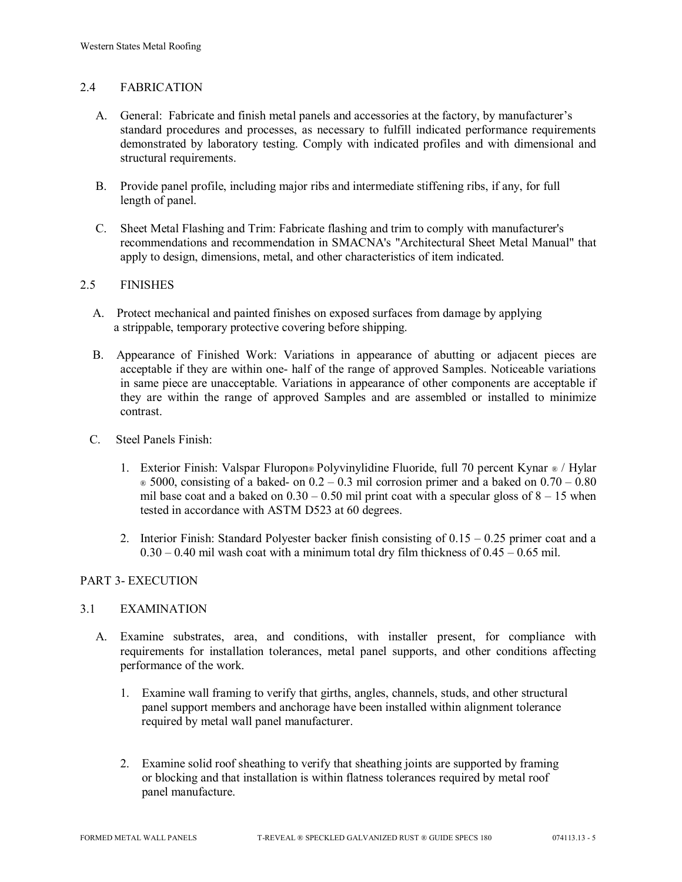## 2.4 FABRICATION

A. General: Fabricate and finish metal panels and accessories at the factory, by manufacturer's standard procedures and processes, as necessary to fulfill indicated performance requirements demonstrated by laboratory testing. Comply with indicated profiles and with dimensional and structural requirements.

B. Provide panel profile, including major ribs and intermediate stiffening ribs, if any, for full length of panel.

C. Sheet Metal Flashing and Trim: Fabricate flashing and trim to comply with manufacturer's recommendations and recommendation in SMACNA's "Architectural Sheet Metal Manual" that apply to design, dimensions, metal, and other characteristics of item indicated.

## 2.5 FINISHES

A. Protect mechanical and painted finishes on exposed surfaces from damage by applying a strippable, temporary protective covering before shipping.

B. Appearance of Finished Work: Variations in appearance of abutting or adjacent pieces are acceptable if they are within one- half of the range of approved Samples. Noticeable variations in same piece are unacceptable. Variations in appearance of other components are acceptable if they are within the range of approved Samples and are assembled or installed to minimize contrast.

C. Steel Panels Finish:

1. Exterior Finish: Valspar Fluropon® Polyvinylidine Fluoride, full 70 percent Kynar ® / Hylar ® 5000, consisting of a baked- on 0.2 – 0.3 mil corrosion primer and a baked on 0.70 – 0.80 mil base coat and a baked on 0.30 – 0.50 mil print coat with a specular gloss of 8 – 15 when tested in accordance with ASTM D523 at 60 degrees.

2. Interior Finish: Standard Polyester backer finish consisting of 0.15 – 0.25 primer coat and a 0.30 – 0.40 mil wash coat with a minimum total dry film thickness of 0.45 – 0.65 mil.

# PART 3- EXECUTION

## 3.1 EXAMINATION

A. Examine substrates, area, and conditions, with installer present, for compliance with requirements for installation tolerances, metal panel supports, and other conditions affecting performance of the work.

1. Examine wall framing to verify that girths, angles, channels, studs, and other structural panel support members and anchorage have been installed within alignment tolerance required by metal wall panel manufacturer.

2. Examine solid roof sheathing to verify that sheathing joints are supported by framing or blocking and that installation is within flatness tolerances required by metal roof panel manufacture.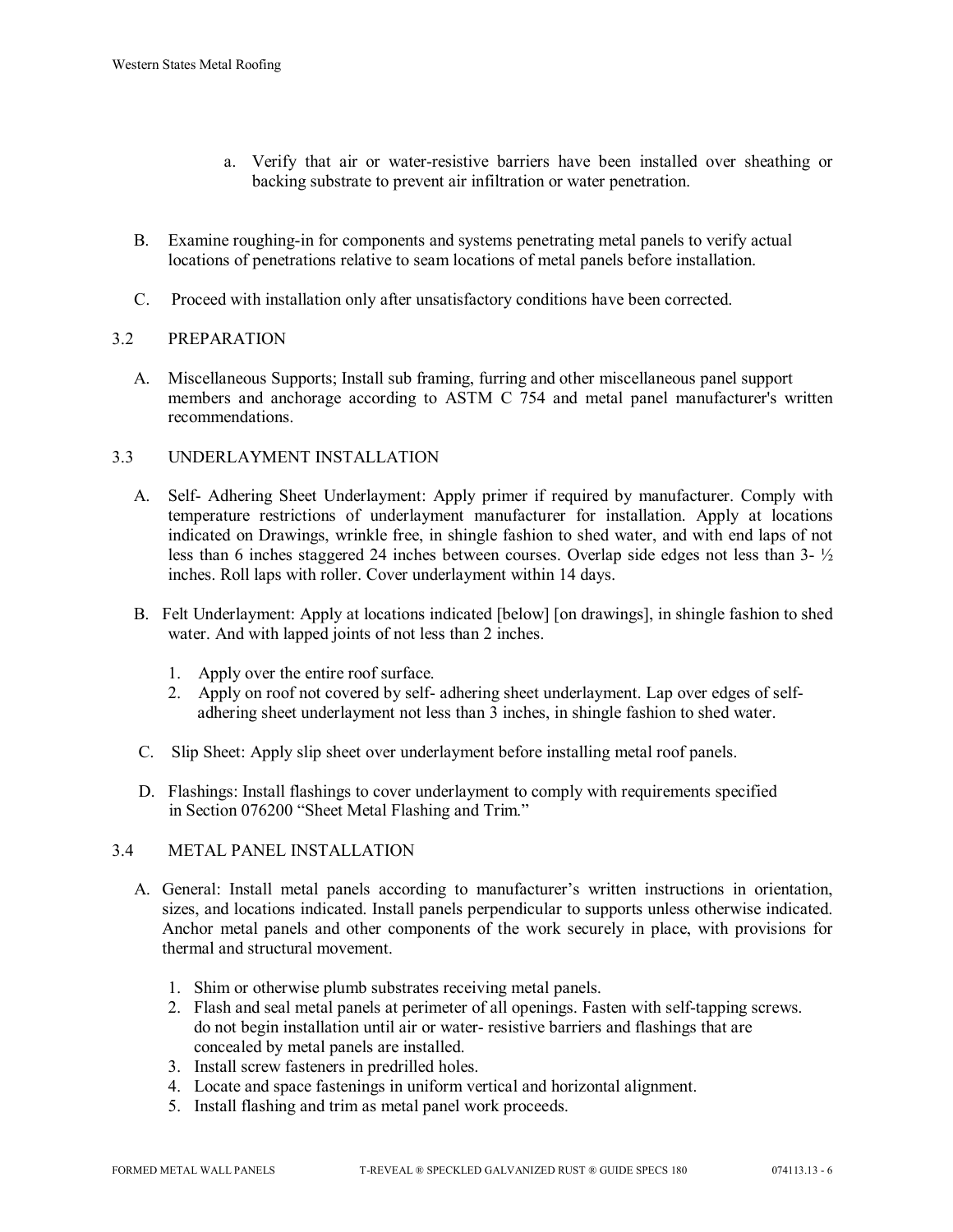a. Verify that air or water-resistive barriers have been installed over sheathing or backing substrate to prevent air infiltration or water penetration.

B. Examine roughing-in for components and systems penetrating metal panels to verify actual locations of penetrations relative to seam locations of metal panels before installation.

C. Proceed with installation only after unsatisfactory conditions have been corrected.

## 3.2 PREPARATION

A. Miscellaneous Supports; Install sub framing, furring and other miscellaneous panel support members and anchorage according to ASTM C 754 and metal panel manufacturer's written recommendations.

## 3.3 UNDERLAYMENT INSTALLATION

A. Self- Adhering Sheet Underlayment: Apply primer if required by manufacturer. Comply with temperature restrictions of underlayment manufacturer for installation. Apply at locations indicated on Drawings, wrinkle free, in shingle fashion to shed water, and with end laps of not less than 6 inches staggered 24 inches between courses. Overlap side edges not less than 3- ½ inches. Roll laps with roller. Cover underlayment within 14 days.

B. Felt Underlayment: Apply at locations indicated [below] [on drawings], in shingle fashion to shed water. And with lapped joints of not less than 2 inches.

1. Apply over the entire roof surface.
2. Apply on roof not covered by self- adhering sheet underlayment. Lap over edges of self-adhering sheet underlayment not less than 3 inches, in shingle fashion to shed water.

C. Slip Sheet: Apply slip sheet over underlayment before installing metal roof panels.

D. Flashings: Install flashings to cover underlayment to comply with requirements specified in Section 076200 "Sheet Metal Flashing and Trim."

## 3.4 METAL PANEL INSTALLATION

A. General: Install metal panels according to manufacturer's written instructions in orientation, sizes, and locations indicated. Install panels perpendicular to supports unless otherwise indicated. Anchor metal panels and other components of the work securely in place, with provisions for thermal and structural movement.

1. Shim or otherwise plumb substrates receiving metal panels.
2. Flash and seal metal panels at perimeter of all openings. Fasten with self-tapping screws. do not begin installation until air or water- resistive barriers and flashings that are concealed by metal panels are installed.
3. Install screw fasteners in predrilled holes.
4. Locate and space fastenings in uniform vertical and horizontal alignment.
5. Install flashing and trim as metal panel work proceeds.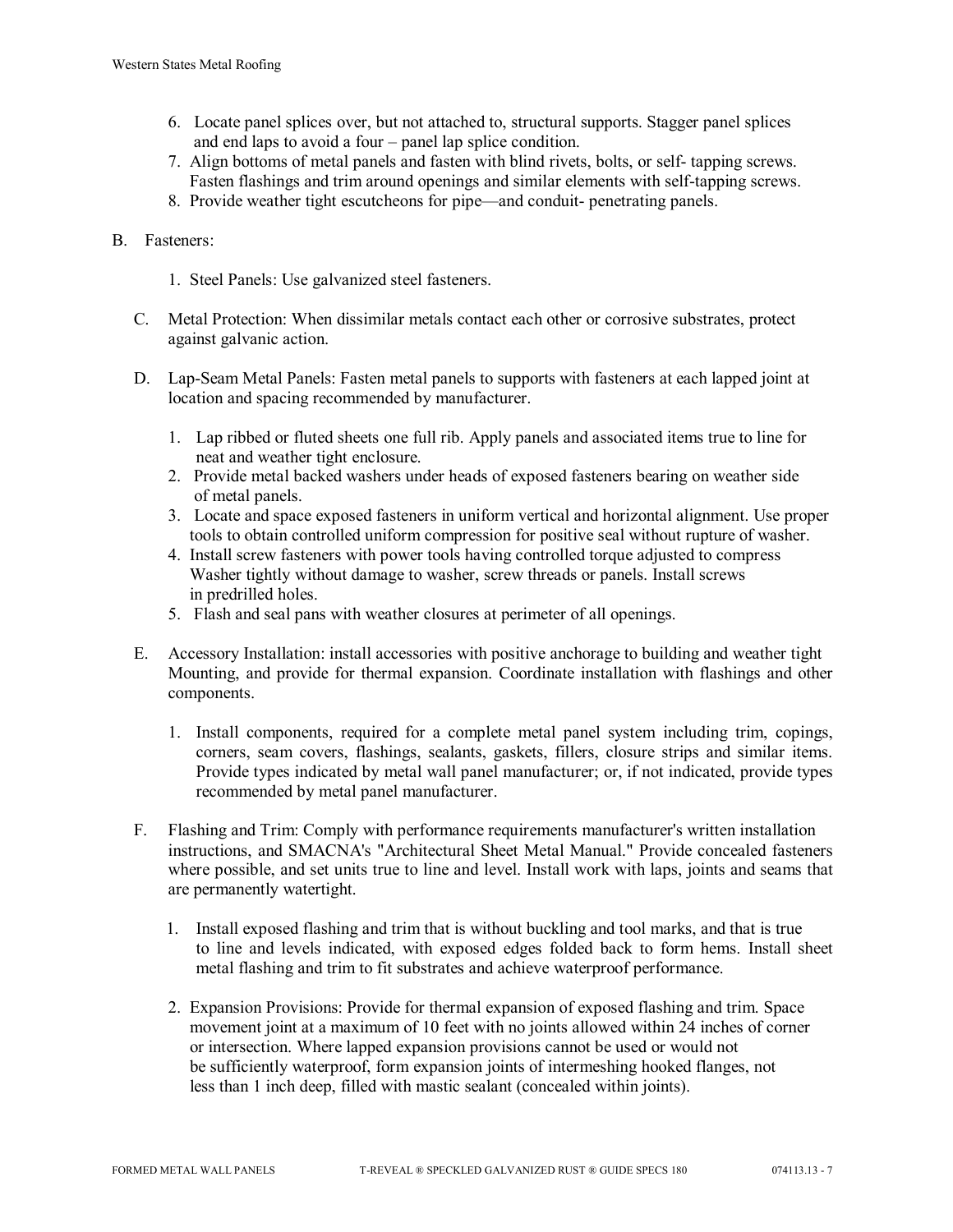6. Locate panel splices over, but not attached to, structural supports. Stagger panel splices and end laps to avoid a four – panel lap splice condition.
7. Align bottoms of metal panels and fasten with blind rivets, bolts, or self- tapping screws. Fasten flashings and trim around openings and similar elements with self-tapping screws.
8. Provide weather tight escutcheons for pipe—and conduit- penetrating panels.

B. Fasteners:

   1. Steel Panels: Use galvanized steel fasteners.

C. Metal Protection: When dissimilar metals contact each other or corrosive substrates, protect against galvanic action.

D. Lap-Seam Metal Panels: Fasten metal panels to supports with fasteners at each lapped joint at location and spacing recommended by manufacturer.

   1. Lap ribbed or fluted sheets one full rib. Apply panels and associated items true to line for neat and weather tight enclosure.
   2. Provide metal backed washers under heads of exposed fasteners bearing on weather side of metal panels.
   3. Locate and space exposed fasteners in uniform vertical and horizontal alignment. Use proper tools to obtain controlled uniform compression for positive seal without rupture of washer.
   4. Install screw fasteners with power tools having controlled torque adjusted to compress Washer tightly without damage to washer, screw threads or panels. Install screws in predrilled holes.
   5. Flash and seal pans with weather closures at perimeter of all openings.

E. Accessory Installation: install accessories with positive anchorage to building and weather tight Mounting, and provide for thermal expansion. Coordinate installation with flashings and other components.

   1. Install components, required for a complete metal panel system including trim, copings, corners, seam covers, flashings, sealants, gaskets, fillers, closure strips and similar items. Provide types indicated by metal wall panel manufacturer; or, if not indicated, provide types recommended by metal panel manufacturer.

F. Flashing and Trim: Comply with performance requirements manufacturer's written installation instructions, and SMACNA's "Architectural Sheet Metal Manual." Provide concealed fasteners where possible, and set units true to line and level. Install work with laps, joints and seams that are permanently watertight.

   1. Install exposed flashing and trim that is without buckling and tool marks, and that is true to line and levels indicated, with exposed edges folded back to form hems. Install sheet metal flashing and trim to fit substrates and achieve waterproof performance.

   2. Expansion Provisions: Provide for thermal expansion of exposed flashing and trim. Space movement joint at a maximum of 10 feet with no joints allowed within 24 inches of corner or intersection. Where lapped expansion provisions cannot be used or would not be sufficiently waterproof, form expansion joints of intermeshing hooked flanges, not less than 1 inch deep, filled with mastic sealant (concealed within joints).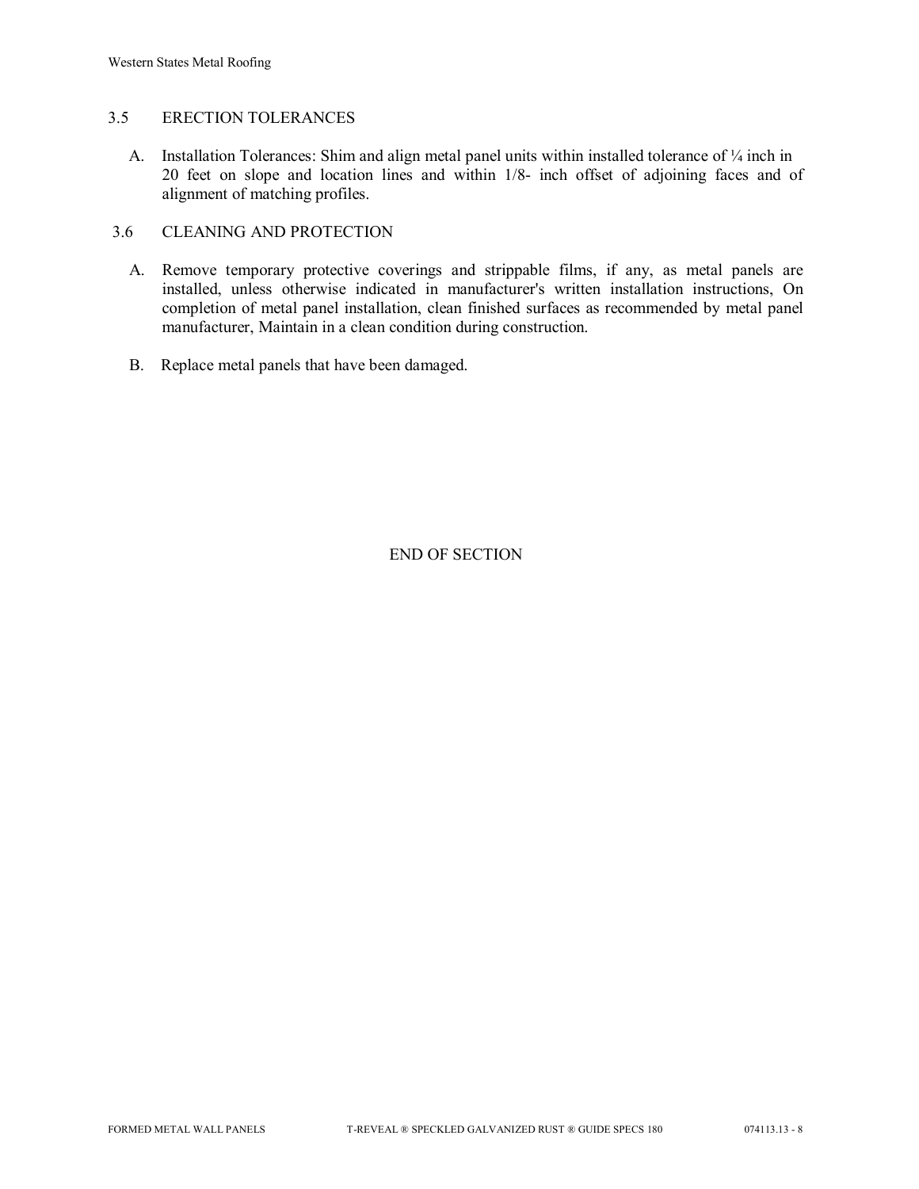## 3.5 ERECTION TOLERANCES

A. Installation Tolerances: Shim and align metal panel units within installed tolerance of ¼ inch in 20 feet on slope and location lines and within 1/8- inch offset of adjoining faces and of alignment of matching profiles.

## 3.6 CLEANING AND PROTECTION

A. Remove temporary protective coverings and strippable films, if any, as metal panels are installed, unless otherwise indicated in manufacturer's written installation instructions, On completion of metal panel installation, clean finished surfaces as recommended by metal panel manufacturer, Maintain in a clean condition during construction.

B. Replace metal panels that have been damaged.

END OF SECTION